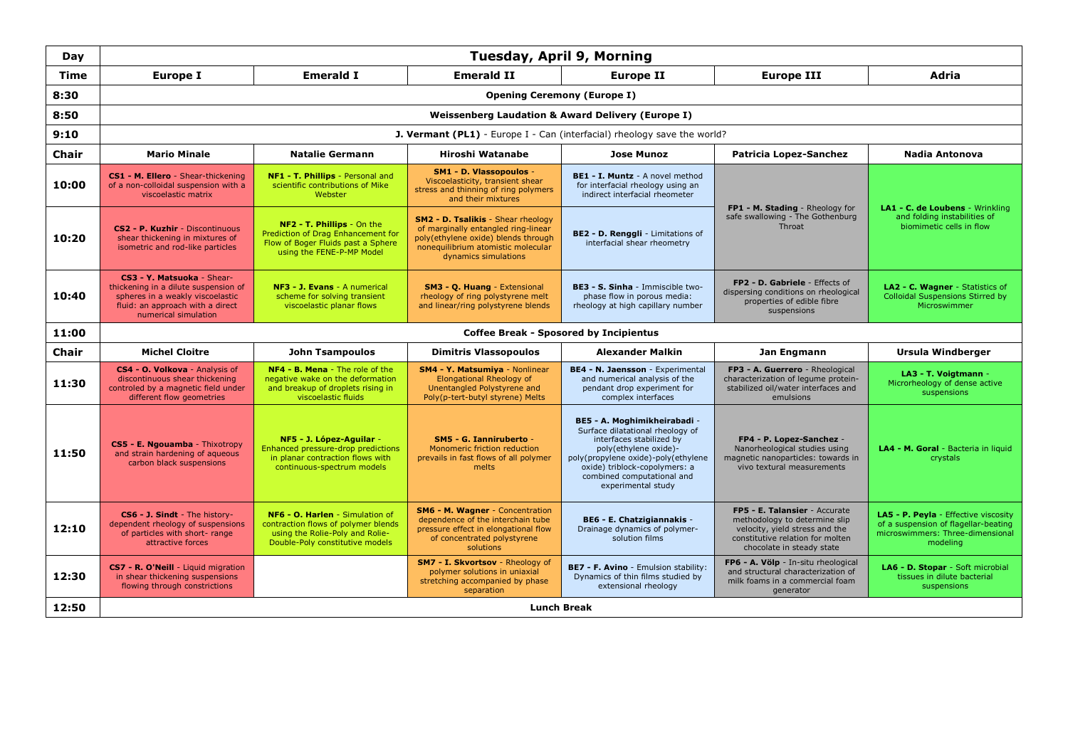| Day | Tuesday, April 9, Morning | | | | | |
|---|---|---|---|---|---|---|
| **Time** | **Europe I** | **Emerald I** | **Emerald II** | **Europe II** | **Europe III** | **Adria** |
| **8:30** | **Opening Ceremony (Europe I)** | | | | | |
| **8:50** | **Weissenberg Laudation & Award Delivery (Europe I)** | | | | | |
| **9:10** | **J. Vermant (PL1)** - Europe I - Can (interfacial) rheology save the world? | | | | | |
| **Chair** | **Mario Minale** | **Natalie Germann** | **Hiroshi Watanabe** | **Jose Munoz** | **Patricia Lopez-Sanchez** | **Nadia Antonova** |
| **10:00** | **CS1 - M. Ellero** - Shear-thickening of a non-colloidal suspension with a viscoelastic matrix | **NF1 - T. Phillips** - Personal and scientific contributions of Mike Webster | **SM1 - D. Vlassopoulos** - Viscoelasticity, transient shear stress and thinning of ring polymers and their mixtures | **BE1 - I. Muntz** - A novel method for interfacial rheology using an indirect interfacial rheometer | **FP1 - M. Stading** - Rheology for safe swallowing - The Gothenburg Throat | **LA1 - C. de Loubens** - Wrinkling and folding instabilities of biomimetic cells in flow |
| **10:20** | **CS2 - P. Kuzhir** - Discontinuous shear thickening in mixtures of isometric and rod-like particles | **NF2 - T. Phillips** - On the Prediction of Drag Enhancement for Flow of Boger Fluids past a Sphere using the FENE-P-MP Model | **SM2 - D. Tsalikis** - Shear rheology of marginally entangled ring-linear poly(ethylene oxide) blends through nonequilibrium atomistic molecular dynamics simulations | **BE2 - D. Renggli** - Limitations of interfacial shear rheometry | | |
| **10:40** | **CS3 - Y. Matsuoka** - Shear-thickening in a dilute suspension of spheres in a weakly viscoelastic fluid: an approach with a direct numerical simulation | **NF3 - J. Evans** - A numerical scheme for solving transient viscoelastic planar flows | **SM3 - Q. Huang** - Extensional rheology of ring polystyrene melt and linear/ring polystyrene blends | **BE3 - S. Sinha** - Immiscible two-phase flow in porous media: rheology at high capillary number | **FP2 - D. Gabriele** - Effects of dispersing conditions on rheological properties of edible fibre suspensions | **LA2 - C. Wagner** - Statistics of Colloidal Suspensions Stirred by Microswimmer |
| **11:00** | **Coffee Break - Sposored by Incipientus** | | | | | |
| **Chair** | **Michel Cloitre** | **John Tsampoulos** | **Dimitris Vlassopoulos** | **Alexander Malkin** | **Jan Engmann** | **Ursula Windberger** |
| **11:30** | **CS4 - O. Volkova** - Analysis of discontinuous shear thickening controled by a magnetic field under different flow geometries | **NF4 - B. Mena** - The role of the negative wake on the deformation and breakup of droplets rising in viscoelastic fluids | **SM4 - Y. Matsumiya** - Nonlinear Elongational Rheology of Unentangled Polystyrene and Poly(p-tert-butyl styrene) Melts | **BE4 - N. Jaensson** - Experimental and numerical analysis of the pendant drop experiment for complex interfaces | **FP3 - A. Guerrero** - Rheological characterization of legume protein-stabilized oil/water interfaces and emulsions | **LA3 - T. Voigtmann** - Microrheology of dense active suspensions |
| **11:50** | **CS5 - E. Ngouamba** - Thixotropy and strain hardening of aqueous carbon black suspensions | **NF5 - J. López-Aguilar** - Enhanced pressure-drop predictions in planar contraction flows with continuous-spectrum models | **SM5 - G. Ianniruberto** - Monomeric friction reduction prevails in fast flows of all polymer melts | **BE5 - A. Moghimikheirabadi** - Surface dilatational rheology of interfaces stabilized by poly(ethylene oxide)-poly(propylene oxide)-poly(ethylene oxide) triblock-copolymers: a combined computational and experimental study | **FP4 - P. Lopez-Sanchez** - Nanorheological studies using magnetic nanoparticles: towards in vivo textural measurements | **LA4 - M. Goral** - Bacteria in liquid crystals |
| **12:10** | **CS6 - J. Sindt** - The history-dependent rheology of suspensions of particles with short- range attractive forces | **NF6 - O. Harlen** - Simulation of contraction flows of polymer blends using the Rolie-Poly and Rolie-Double-Poly constitutive models | **SM6 - M. Wagner** - Concentration dependence of the interchain tube pressure effect in elongational flow of concentrated polystyrene solutions | **BE6 - E. Chatzigiannakis** - Drainage dynamics of polymer-solution films | **FP5 - E. Talansier** - Accurate methodology to determine slip velocity, yield stress and the constitutive relation for molten chocolate in steady state | **LA5 - P. Peyla** - Effective viscosity of a suspension of flagellar-beating microswimmers: Three-dimensional modeling |
| **12:30** | **CS7 - R. O'Neill** - Liquid migration in shear thickening suspensions flowing through constrictions | | **SM7 - I. Skvortsov** - Rheology of polymer solutions in uniaxial stretching accompanied by phase separation | **BE7 - F. Avino** - Emulsion stability: Dynamics of thin films studied by extensional rheology | **FP6 - A. Völp** - In-situ rheological and structural characterization of milk foams in a commercial foam generator | **LA6 - D. Stopar** - Soft microbial tissues in dilute bacterial suspensions |
| **12:50** | **Lunch Break** | | | | | |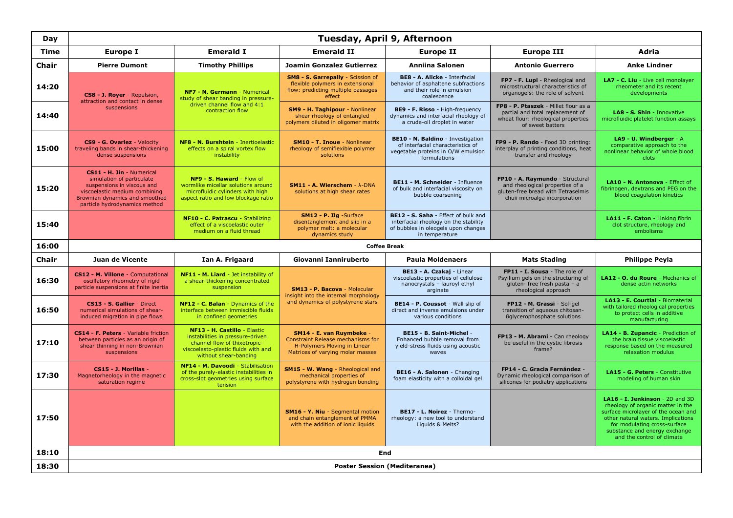| Day | Tuesday, April 9, Afternoon | | | | | |
|---|---|---|---|---|---|---|
| **Time** | **Europe I** | **Emerald I** | **Emerald II** | **Europe II** | **Europe III** | **Adria** |
| **Chair** | **Pierre Dumont** | **Timothy Phillips** | **Joamin Gonzalez Gutierrez** | **Anniina Salonen** | **Antonio Guerrero** | **Anke Lindner** |
| **14:20** | **CS8 - J. Royer** - Repulsion, attraction and contact in dense suspensions | **NF7 - N. Germann** - Numerical study of shear banding in pressure-driven channel flow and 4:1 contraction flow | **SM8 - S. Garrepally** - Scission of flexible polymers in extensional flow: predicting multiple passages effect | **BE8 - A. Alicke** - Interfacial behavior of asphaltene subfractions and their role in emulsion coalescence | **FP7 - F. Lupi** - Rheological and microstructural characteristics of organogels: the role of solvent | **LA7 - C. Liu** - Live cell monolayer rheometer and its recent developments |
| **14:40** | | | **SM9 - H. Taghipour** - Nonlinear shear rheology of entangled polymers diluted in oligomer matrix | **BE9 - F. Risso** - High-frequency dynamics and interfacial rheology of a crude-oil droplet in water | **FP8 - P. Ptaszek** - Millet flour as a partial and total replacement of wheat flour: rheological properties of sweet batters | **LA8 - S. Shin** - Innovative microfluidic platelet function assays |
| **15:00** | **CS9 - G. Ovarlez** - Velocity traveling bands in shear-thickening dense suspensions | **NF8 - N. Burshtein** - Inertioelastic effects on a spiral vortex flow instability | **SM10 - T. Inoue** - Nonlinear rheology of semiflexible polymer solutions | **BE10 - N. Baldino** - Investigation of interfacial characteristics of vegetable proteins in O/W emulsion formulations | **FP9 - P. Rando** - Food 3D printing: interplay of printing conditions, heat transfer and rheology | **LA9 - U. Windberger** - A comparative approach to the nonlinear behavior of whole blood clots |
| **15:20** | **CS11 - H. Jin** - Numerical simulation of particulate suspensions in viscous and viscoelastic medium combining Brownian dynamics and smoothed particle hydrodynamics method | **NF9 - S. Haward** - Flow of wormlike micellar solutions around microfluidic cylinders with high aspect ratio and low blockage ratio | **SM11 - A. Wierschem** - λ-DNA solutions at high shear rates | **BE11 - M. Schneider** - Influence of bulk and interfacial viscosity on bubble coarsening | **FP10 - A. Raymundo** - Structural and rheological properties of a gluten-free bread with Tetraselmis chuii microalga incorporation | **LA10 - N. Antonova** - Effect of fibrinogen, dextrans and PEG on the blood coagulation kinetics |
| **15:40** | | **NF10 - C. Patrascu** - Stabilizing effect of a viscoelastic outer medium on a fluid thread | **SM12 - P. Ilg** -Surface disentanglement and slip in a polymer melt: a molecular dynamics study | **BE12 - S. Saha** - Effect of bulk and interfacial rheology on the stability of bubbles in oleogels upon changes in temperature | | **LA11 - F. Caton** - Linking fibrin clot structure, rheology and embolisms |
| **16:00** | Coffee Break | | | | | |
| **Chair** | **Juan de Vicente** | **Ian A. Frigaard** | **Giovanni Ianniruberto** | **Paula Moldenaers** | **Mats Stading** | **Philippe Peyla** |
| **16:30** | **CS12 - M. Villone** - Computational oscillatory rheometry of rigid particle suspensions at finite inertia | **NF11 - M. Liard** - Jet instability of a shear-thickening concentrated suspension | **SM13 - P. Bacova** - Molecular insight into the internal morphology and dynamics of polystyrene stars | **BE13 - A. Czakaj** - Linear viscoelastic properties of cellulose nanocrystals – lauroyl ethyl arginate | **FP11 - I. Sousa** - The role of Psyllium gels on the structuring of gluten- free fresh pasta – a rheological approach | **LA12 - O. du Roure** - Mechanics of dense actin networks |
| **16:50** | **CS13 - S. Gallier** - Direct numerical simulations of shear-induced migration in pipe flows | **NF12 - C. Balan** - Dynamics of the interface between immiscible fluids in confined geometries | | **BE14 - P. Coussot** - Wall slip of direct and inverse emulsions under various conditions | **FP12 - M. Grassi** - Sol-gel transition of aqueous chitosan-ßglycerophosphate solutions | **LA13 - E. Courtial** - Biomaterial with tailored rheological properties to protect cells in additive manufacturing |
| **17:10** | **CS14 - F. Peters** - Variable friction between particles as an origin of shear thinning in non-Brownian suspensions | **NF13 - H. Castillo** - Elastic instabilities in pressure-driven channel flow of thixotropic-viscoelasto-plastic fluids with and without shear-banding | **SM14 - E. van Ruymbeke** - Constraint Release mechanisms for H-Polymers Moving in Linear Matrices of varying molar masses | **BE15 - B. Saint-Michel** - Enhanced bubble removal from yield-stress fluids using acoustic waves | **FP13 - M. Abrami** - Can rheology be useful in the cystic fibrosis frame? | **LA14 - B. Zupancic** - Prediction of the brain tissue viscoelastic response based on the measured relaxation modulus |
| **17:30** | **CS15 - J. Morillas** - Magnetorheology in the magnetic saturation regime | **NF14 - M. Davoodi** - Stabilisation of the purely-elastic instabilities in cross-slot geometries using surface tension | **SM15 - W. Wang** - Rheological and mechanical properties of polystyrene with hydrogen bonding | **BE16 - A. Salonen** - Changing foam elasticity with a colloidal gel | **FP14 - C. Gracia Fernández** - Dynamic rheological comparison of silicones for podiatry applications | **LA15 - G. Peters** - Constitutive modeling of human skin |
| **17:50** | | | **SM16 - Y. Niu** - Segmental motion and chain entanglement of PMMA with the addition of ionic liquids | **BE17 - L. Noirez** - Thermo-rheology: a new tool to understand Liquids & Melts? | | **LA16 - I. Jenkinson** - 2D and 3D rheology of organic matter in the surface microlayer of the ocean and other natural waters. Implications for modulating cross-surface substance and energy exchange and the control of climate |
| **18:10** | End | | | | | |
| **18:30** | Poster Session (Mediteranea) | | | | | |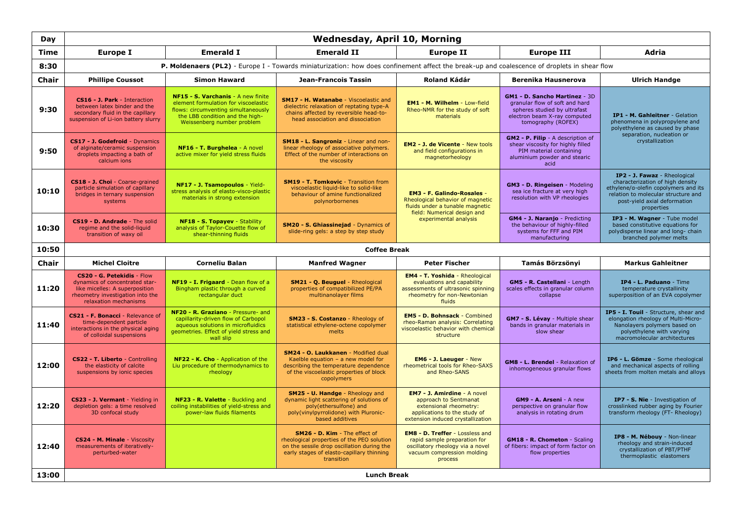| Day | Wednesday, April 10, Morning | | | | | |
|---|---|---|---|---|---|---|
| **Time** | **Europe I** | **Emerald I** | **Emerald II** | **Europe II** | **Europe III** | **Adria** |
| **8:30** | **P. Moldenaers (PL2)** - Europe I - Towards miniaturization: how does confinement affect the break-up and coalescence of droplets in shear flow | | | | | |
| **Chair** | **Phillipe Coussot** | **Simon Haward** | **Jean-Francois Tassin** | **Roland Kádár** | **Berenika Hausnerova** | **Ulrich Handge** |
| **9:30** | **CS16 - J. Park** - Interaction between latex binder and the secondary fluid in the capillary suspension of Li-ion battery slurry | **NF15 - S. Varchanis** - A new finite element formulation for viscoelastic flows: circumventing simultaneously the LBB condition and the high-Weissenberg number problem | **SM17 - H. Watanabe** - Viscoelastic and dielectric relaxation of reptating type-A chains affected by reversible head-to-head association and dissociation | **EM1 - M. Wilhelm** - Low-field Rheo-NMR for the study of soft materials | **GM1 - D. Sancho Martinez** - 3D granular flow of soft and hard spheres studied by ultrafast electron beam X-ray computed tomography (ROFEX) | **IP1 - M. Gahleitner** - Gelation phenomena in polypropylene and polyethylene as caused by phase separation, nucleation or crystallization |
| **9:50** | **CS17 - J. Godefroid** - Dynamics of alginate/ceramic suspension droplets impacting a bath of calcium ions | **NF16 - T. Burghelea** - A novel active mixer for yield stress fluids | **SM18 - L. Sangroniz** - Linear and non-linear rheology of associative polymers. Effect of the number of interactions on the viscosity | **EM2 - J. de Vicente** - New tools and field configurations in magnetorheology | **GM2 - P. Filip** - A description of shear viscosity for highly filled PIM material containing aluminium powder and stearic acid | |
| **10:10** | **CS18 - J. Choi** - Coarse-grained particle simulation of capillary bridges in ternary suspension systems | **NF17 - J. Tsamopoulos** - Yield-stress analysis of elasto-visco-plastic materials in strong extension | **SM19 - T. Tomkovic** - Transition from viscoelastic liquid-like to solid-like behaviour of amine functionalized polynorbornenes | **EM3 - F. Galindo-Rosales** - Rheological behavior of magnetic fluids under a tunable magnetic field: Numerical design and experimental analysis | **GM3 - D. Ringeisen** - Modeling sea ice fracture at very high resolution with VP rheologies | **IP2 - J. Fawaz** - Rheological characterization of high density ethylene/α-olefin copolymers and its relation to molecular structure and post-yield axial deformation properties |
| **10:30** | **CS19 - D. Andrade** - The solid regime and the solid-liquid transition of waxy oil | **NF18 - S. Topayev** - Stability analysis of Taylor-Couette flow of shear-thinning fluids | **SM20 - S. Ghiassinejad** - Dynamics of slide-ring gels: a step by step study | | **GM4 - J. Naranjo** - Predicting the behaviour of highly-filled systems for FFF and PIM manufacturing | **IP3 - M. Wagner** - Tube model based constitutive equations for polydisperse linear and long- chain branched polymer melts |
| **10:50** | **Coffee Break** | | | | | |
| **Chair** | **Michel Cloitre** | **Corneliu Balan** | **Manfred Wagner** | **Peter Fischer** | **Tamás Börzsönyi** | **Markus Gahleitner** |
| **11:20** | **CS20 - G. Petekidis** - Flow dynamics of concentrated star-like micelles: A superposition rheometry investigation into the relaxation mechanisms | **NF19 - I. Frigaard** - Dean flow of a Bingham plastic through a curved rectangular duct | **SM21 - Q. Beuguel** - Rheological properties of compatibilized PE/PA multinanolayer films | **EM4 - T. Yoshida** - Rheological evaluations and capability assessments of ultrasonic spinning rheometry for non-Newtonian fluids | **GM5 - R. Castellani** - Length scales effects in granular column collapse | **IP4 - L. Paduano** - Time temperature crystallinity superposition of an EVA copolymer |
| **11:40** | **CS21 - F. Bonacci** - Relevance of time-dependent particle interactions in the physical aging of colloidal suspensions | **NF20 - R. Graziano** - Pressure- and capillarity-driven flow of Carbopol aqueous solutions in microfluidics geometries. Effect of yield stress and wall slip | **SM23 - S. Costanzo** - Rheology of statistical ethylene-octene copolymer melts | **EM5 - D. Bohnsack** - Combined rheo-Raman analysis: Correlating viscoelastic behavior with chemical structure | **GM7 - S. Lévay** - Multiple shear bands in granular materials in slow shear | **IP5 - I. Touil** - Structure, shear and elongation rheology of Multi-Micro-Nanolayers polymers based on polyethylene with varying macromolecular architectures |
| **12:00** | **CS22 - T. Liberto** - Controlling the elasticity of calcite suspensions by ionic species | **NF22 - K. Cho** - Application of the Liu procedure of thermodynamics to rheology | **SM24 - O. Laukkanen** - Modified dual Kaelble equation – a new model for describing the temperature dependence of the viscoelastic properties of block copolymers | **EM6 - J. Laeuger** - New rheometrical tools for Rheo-SAXS and Rheo-SANS | **GM8 - L. Brendel** - Relaxation of inhomogeneous granular flows | **IP6 - L. Gömze** - Some rheological and mechanical aspects of rolling sheets from molten metals and alloys |
| **12:20** | **CS23 - J. Vermant** - Yielding in depletion gels: a time resolved 3D confocal study | **NF23 - R. Valette** - Buckling and coiling instabilities of yield-stress and power-law fluids filaments | **SM25 - U. Handge** - Rheology and dynamic light scattering of solutions of poly(ethersulfone) and poly(vinylpyrrolidone) with Pluronic-based additives | **EM7 - J. Amirdine** - A novel approach to Sentmanat extensional rheometry: applications to the study of extension induced crystallization | **GM9 - A. Arseni** - A new perspective on granular flow analysis in rotating drum | **IP7 - S. Nie** - Investigation of crosslinked rubber aging by Fourier transform rheology (FT- Rheology) |
| **12:40** | **CS24 - M. Minale** - Viscosity measurements of iteratively-perturbed-water | | **SM26 - D. Kim** - The effect of rheological properties of the PEO solution on the sessile drop oscillation during the early stages of elasto-capillary thinning transition | **EM8 - D. Treffer** - Lossless and rapid sample preparation for oscillatory rheology via a novel vacuum compression molding process | **GM18 - R. Chometon** - Scaling of fibers: impact of form factor on flow properties | **IP8 - M. Nébouy** - Non-linear rheology and strain-induced crystallization of PBT/PTHF thermoplastic elastomers |
| **13:00** | **Lunch Break** | | | | | |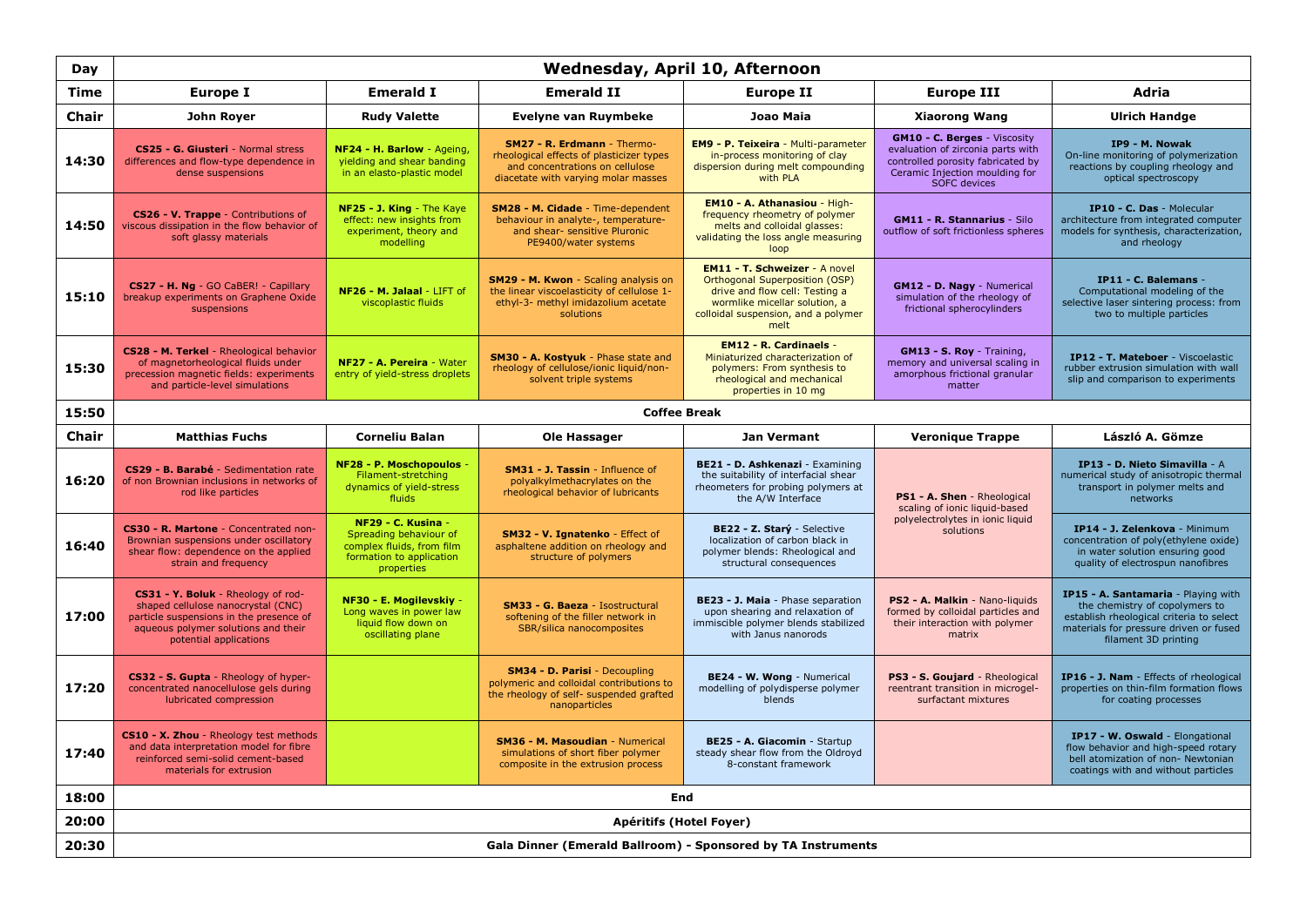| Day | Wednesday, April 10, Afternoon | | | | | |
|---|---|---|---|---|---|---|
| **Time** | **Europe I** | **Emerald I** | **Emerald II** | **Europe II** | **Europe III** | **Adria** |
| **Chair** | **John Royer** | **Rudy Valette** | **Evelyne van Ruymbeke** | **Joao Maia** | **Xiaorong Wang** | **Ulrich Handge** |
| **14:30** | **CS25 - G. Giusteri** - Normal stress differences and flow-type dependence in dense suspensions | **NF24 - H. Barlow** - Ageing, yielding and shear banding in an elasto-plastic model | **SM27 - R. Erdmann** - Thermo-rheological effects of plasticizer types and concentrations on cellulose diacetate with varying molar masses | **EM9 - P. Teixeira** - Multi-parameter in-process monitoring of clay dispersion during melt compounding with PLA | **GM10 - C. Berges** - Viscosity evaluation of zirconia parts with controlled porosity fabricated by Ceramic Injection moulding for SOFC devices | **IP9 - M. Nowak** - On-line monitoring of polymerization reactions by coupling rheology and optical spectroscopy |
| **14:50** | **CS26 - V. Trappe** - Contributions of viscous dissipation in the flow behavior of soft glassy materials | **NF25 - J. King** - The Kaye effect: new insights from experiment, theory and modelling | **SM28 - M. Cidade** - Time-dependent behaviour in analyte-, temperature- and shear- sensitive Pluronic PE9400/water systems | **EM10 - A. Athanasiou** - High-frequency rheometry of polymer melts and colloidal glasses: validating the loss angle measuring loop | **GM11 - R. Stannarius** - Silo outflow of soft frictionless spheres | **IP10 - C. Das** - Molecular architecture from integrated computer models for synthesis, characterization, and rheology |
| **15:10** | **CS27 - H. Ng** - GO CaBER! - Capillary breakup experiments on Graphene Oxide suspensions | **NF26 - M. Jalaal** - LIFT of viscoplastic fluids | **SM29 - M. Kwon** - Scaling analysis on the linear viscoelasticity of cellulose 1-ethyl-3- methyl imidazolium acetate solutions | **EM11 - T. Schweizer** - A novel Orthogonal Superposition (OSP) drive and flow cell: Testing a wormlike micellar solution, a colloidal suspension, and a polymer melt | **GM12 - D. Nagy** - Numerical simulation of the rheology of frictional spherocylinders | **IP11 - C. Balemans** - Computational modeling of the selective laser sintering process: from two to multiple particles |
| **15:30** | **CS28 - M. Terkel** - Rheological behavior of magnetorheological fluids under precession magnetic fields: experiments and particle-level simulations | **NF27 - A. Pereira** - Water entry of yield-stress droplets | **SM30 - A. Kostyuk** - Phase state and rheology of cellulose/ionic liquid/non-solvent triple systems | **EM12 - R. Cardinaels** - Miniaturized characterization of polymers: From synthesis to rheological and mechanical properties in 10 mg | **GM13 - S. Roy** - Training, memory and universal scaling in amorphous frictional granular matter | **IP12 - T. Mateboer** - Viscoelastic rubber extrusion simulation with wall slip and comparison to experiments |
| **15:50** | Coffee Break | | | | | |
| **Chair** | **Matthias Fuchs** | **Corneliu Balan** | **Ole Hassager** | **Jan Vermant** | **Veronique Trappe** | **László A. Gömze** |
| **16:20** | **CS29 - B. Barabé** - Sedimentation rate of non Brownian inclusions in networks of rod like particles | **NF28 - P. Moschopoulos** - Filament-stretching dynamics of yield-stress fluids | **SM31 - J. Tassin** - Influence of polyalkylmethacrylates on the rheological behavior of lubricants | **BE21 - D. Ashkenazi** - Examining the suitability of interfacial shear rheometers for probing polymers at the A/W Interface | **PS1 - A. Shen** - Rheological scaling of ionic liquid-based polyelectrolytes in ionic liquid solutions | **IP13 - D. Nieto Simavilla** - A numerical study of anisotropic thermal transport in polymer melts and networks |
| **16:40** | **CS30 - R. Martone** - Concentrated non-Brownian suspensions under oscillatory shear flow: dependence on the applied strain and frequency | **NF29 - C. Kusina** - Spreading behaviour of complex fluids, from film formation to application properties | **SM32 - V. Ignatenko** - Effect of asphaltene addition on rheology and structure of polymers | **BE22 - Z. Starý** - Selective localization of carbon black in polymer blends: Rheological and structural consequences | | **IP14 - J. Zelenkova** - Minimum concentration of poly(ethylene oxide) in water solution ensuring good quality of electrospun nanofibres |
| **17:00** | **CS31 - Y. Boluk** - Rheology of rod-shaped cellulose nanocrystal (CNC) particle suspensions in the presence of aqueous polymer solutions and their potential applications | **NF30 - E. Mogilevskiy** - Long waves in power law liquid flow down on oscillating plane | **SM33 - G. Baeza** - Isostructural softening of the filler network in SBR/silica nanocomposites | **BE23 - J. Maia** - Phase separation upon shearing and relaxation of immiscible polymer blends stabilized with Janus nanorods | **PS2 - A. Malkin** - Nano-liquids formed by colloidal particles and their interaction with polymer matrix | **IP15 - A. Santamaria** - Playing with the chemistry of copolymers to establish rheological criteria to select materials for pressure driven or fused filament 3D printing |
| **17:20** | **CS32 - S. Gupta** - Rheology of hyper-concentrated nanocellulose gels during lubricated compression | | **SM34 - D. Parisi** - Decoupling polymeric and colloidal contributions to the rheology of self- suspended grafted nanoparticles | **BE24 - W. Wong** - Numerical modelling of polydisperse polymer blends | **PS3 - S. Goujard** - Rheological reentrant transition in microgel-surfactant mixtures | **IP16 - J. Nam** - Effects of rheological properties on thin-film formation flows for coating processes |
| **17:40** | **CS10 - X. Zhou** - Rheology test methods and data interpretation model for fibre reinforced semi-solid cement-based materials for extrusion | | **SM36 - M. Masoudian** - Numerical simulations of short fiber polymer composite in the extrusion process | **BE25 - A. Giacomin** - Startup steady shear flow from the Oldroyd 8-constant framework | | **IP17 - W. Oswald** - Elongational flow behavior and high-speed rotary bell atomization of non- Newtonian coatings with and without particles |
| **18:00** | End | | | | | |
| **20:00** | Apéritifs (Hotel Foyer) | | | | | |
| **20:30** | Gala Dinner (Emerald Ballroom) - Sponsored by TA Instruments | | | | | |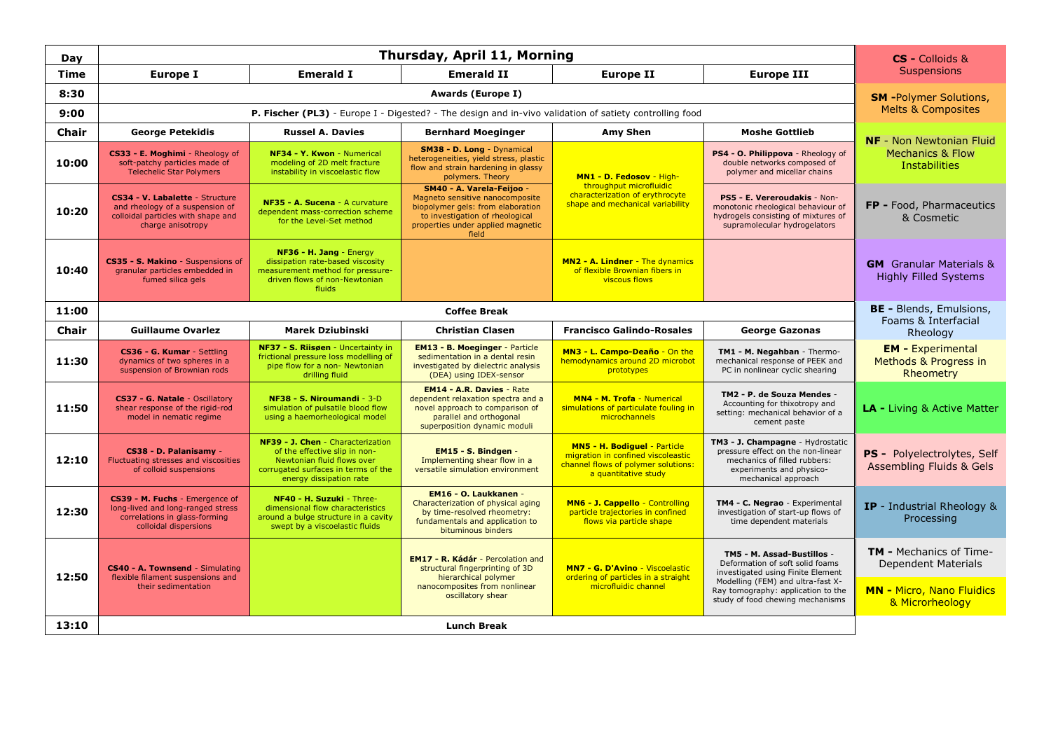| Day | Thursday, April 11, Morning | | | | |
|---|---|---|---|---|---|
| **Time** | **Europe I** | **Emerald I** | **Emerald II** | **Europe II** | **Europe III** |
| **8:30** | **Awards (Europe I)** | | | | |
| **9:00** | **P. Fischer (PL3)** - Europe I - Digested? - The design and in-vivo validation of satiety controlling food | | | | |
| **Chair** | **George Petekidis** | **Russel A. Davies** | **Bernhard Moeginger** | **Amy Shen** | **Moshe Gottlieb** |
| **10:00** | **CS33 - E. Moghimi** - Rheology of soft-patchy particles made of Telechelic Star Polymers | **NF34 - Y. Kwon** - Numerical modeling of 2D melt fracture instability in viscoelastic flow | **SM38 - D. Long** - Dynamical heterogeneities, yield stress, plastic flow and strain hardening in glassy polymers. Theory | **MN1 - D. Fedosov** - High-throughput microfluidic characterization of erythrocyte shape and mechanical variability | **PS4 - O. Philippova** - Rheology of double networks composed of polymer and micellar chains |
| **10:20** | **CS34 - V. Labalette** - Structure and rheology of a suspension of colloidal particles with shape and charge anisotropy | **NF35 - A. Sucena** - A curvature dependent mass-correction scheme for the Level-Set method | **SM40 - A. Varela-Feijoo** - Magneto sensitive nanocomposite biopolymer gels: from elaboration to investigation of rheological properties under applied magnetic field | | **PS5 - E. Vereroudakis** - Non-monotonic rheological behaviour of hydrogels consisting of mixtures of supramolecular hydrogelators |
| **10:40** | **CS35 - S. Makino** - Suspensions of granular particles embedded in fumed silica gels | **NF36 - H. Jang** - Energy dissipation rate-based viscosity measurement method for pressure-driven flows of non-Newtonian fluids | | **MN2 - A. Lindner** - The dynamics of flexible Brownian fibers in viscous flows | |
| **11:00** | **Coffee Break** | | | | |
| **Chair** | **Guillaume Ovarlez** | **Marek Dziubinski** | **Christian Clasen** | **Francisco Galindo-Rosales** | **George Gazonas** |
| **11:30** | **CS36 - G. Kumar** - Settling dynamics of two spheres in a suspension of Brownian rods | **NF37 - S. Riisøen** - Uncertainty in frictional pressure loss modelling of pipe flow for a non- Newtonian drilling fluid | **EM13 - B. Moeginger** - Particle sedimentation in a dental resin investigated by dielectric analysis (DEA) using IDEX-sensor | **MN3 - L. Campo-Deaño** - On the hemodynamics around 2D microbot prototypes | **TM1 - M. Negahban** - Thermo-mechanical response of PEEK and PC in nonlinear cyclic shearing |
| **11:50** | **CS37 - G. Natale** - Oscillatory shear response of the rigid-rod model in nematic regime | **NF38 - S. Niroumandi** - 3-D simulation of pulsatile blood flow using a haemorheological model | **EM14 - A.R. Davies** - Rate dependent relaxation spectra and a novel approach to comparison of parallel and orthogonal superposition dynamic moduli | **MN4 - M. Trofa** - Numerical simulations of particulate fouling in microchannels | **TM2 - P. de Souza Mendes** - Accounting for thixotropy and setting: mechanical behavior of a cement paste |
| **12:10** | **CS38 - D. Palanisamy** - Fluctuating stresses and viscosities of colloid suspensions | **NF39 - J. Chen** - Characterization of the effective slip in non-Newtonian fluid flows over corrugated surfaces in terms of the energy dissipation rate | **EM15 - S. Bindgen** - Implementing shear flow in a versatile simulation environment | **MN5 - H. Bodiguel** - Particle migration in confined viscoelastic channel flows of polymer solutions: a quantitative study | **TM3 - J. Champagne** - Hydrostatic pressure effect on the non-linear mechanics of filled rubbers: experiments and physico-mechanical approach |
| **12:30** | **CS39 - M. Fuchs** - Emergence of long-lived and long-ranged stress correlations in glass-forming colloidal dispersions | **NF40 - H. Suzuki** - Three-dimensional flow characteristics around a bulge structure in a cavity swept by a viscoelastic fluids | **EM16 - O. Laukkanen** - Characterization of physical aging by time-resolved rheometry: fundamentals and application to bituminous binders | **MN6 - J. Cappello** - Controlling particle trajectories in confined flows via particle shape | **TM4 - C. Negrao** - Experimental investigation of start-up flows of time dependent materials |
| **12:50** | **CS40 - A. Townsend** - Simulating flexible filament suspensions and their sedimentation | | **EM17 - R. Kádár** - Percolation and structural fingerprinting of 3D hierarchical polymer nanocomposites from nonlinear oscillatory shear | **MN7 - G. D'Avino** - Viscoelastic ordering of particles in a straight microfluidic channel | **TM5 - M. Assad-Bustillos** - Deformation of soft solid foams investigated using Finite Element Modelling (FEM) and ultra-fast X-Ray tomography: application to the study of food chewing mechanisms |
| **13:10** | **Lunch Break** | | | | |

**Legend:**

- **CS -** Colloids & Suspensions
- **SM -** Polymer Solutions, Melts & Composites
- **NF -** Non Newtonian Fluid Mechanics & Flow Instabilities
- **FP -** Food, Pharmaceutics & Cosmetic
- **GM** Granular Materials & Highly Filled Systems
- **BE -** Blends, Emulsions, Foams & Interfacial Rheology
- **EM -** Experimental Methods & Progress in Rheometry
- **LA -** Living & Active Matter
- **PS -** Polyelectrolytes, Self Assembling Fluids & Gels
- **IP -** Industrial Rheology & Processing
- **TM -** Mechanics of Time-Dependent Materials
- **MN -** Micro, Nano Fluidics & Microrheology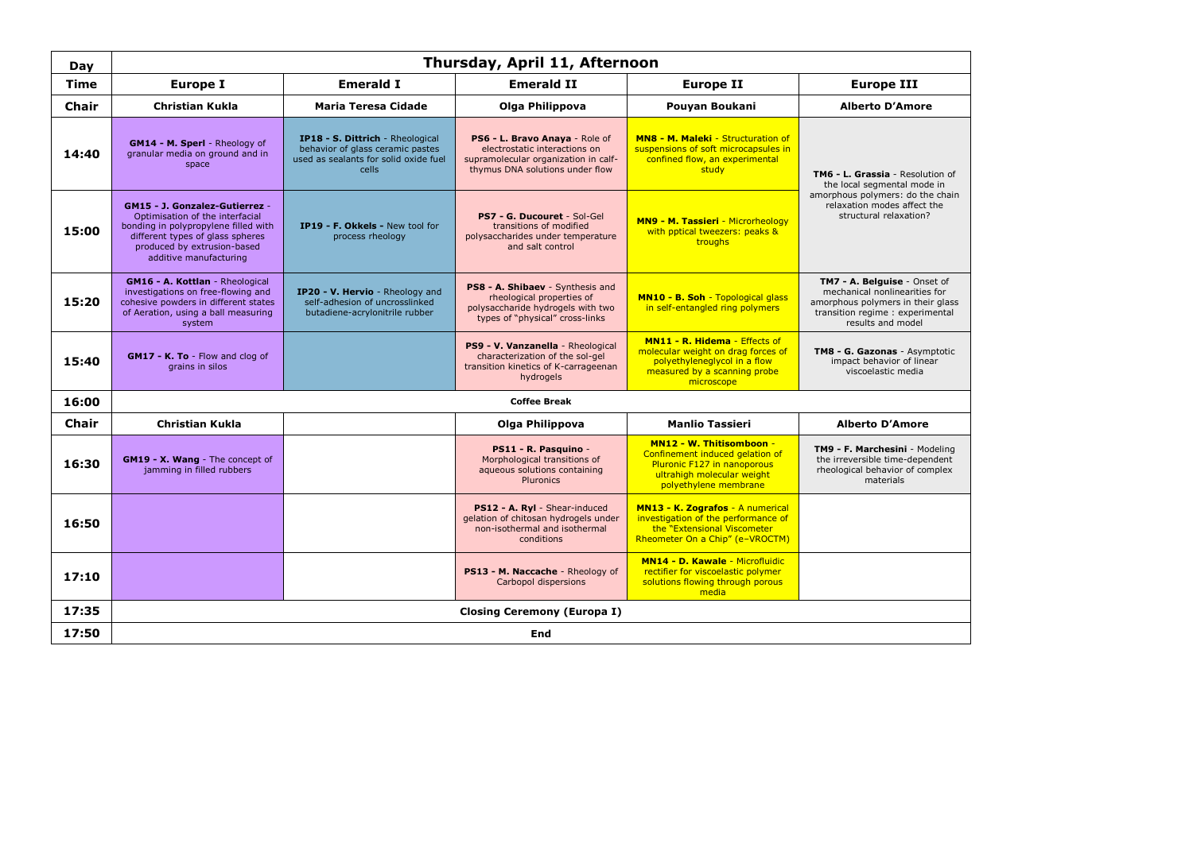| Day | Thursday, April 11, Afternoon | | | | |
|---|---|---|---|---|---|
| **Time** | **Europe I** | **Emerald I** | **Emerald II** | **Europe II** | **Europe III** |
| **Chair** | **Christian Kukla** | **Maria Teresa Cidade** | **Olga Philippova** | **Pouyan Boukani** | **Alberto D'Amore** |
| **14:40** | **GM14 - M. Sperl** - Rheology of granular media on ground and in space | **IP18 - S. Dittrich** - Rheological behavior of glass ceramic pastes used as sealants for solid oxide fuel cells | **PS6 - L. Bravo Anaya** - Role of electrostatic interactions on supramolecular organization in calf-thymus DNA solutions under flow | **MN8 - M. Maleki** - Structuration of suspensions of soft microcapsules in confined flow, an experimental study | **TM6 - L. Grassia** - Resolution of the local segmental mode in amorphous polymers: do the chain relaxation modes affect the structural relaxation? |
| **15:00** | **GM15 - J. Gonzalez-Gutierrez** - Optimisation of the interfacial bonding in polypropylene filled with different types of glass spheres produced by extrusion-based additive manufacturing | **IP19 - F. Okkels -** New tool for process rheology | **PS7 - G. Ducouret** - Sol-Gel transitions of modified polysaccharides under temperature and salt control | **MN9 - M. Tassieri** - Microrheology with pptical tweezers: peaks & troughs | |
| **15:20** | **GM16 - A. Kottlan** - Rheological investigations on free-flowing and cohesive powders in different states of Aeration, using a ball measuring system | **IP20 - V. Hervio** - Rheology and self-adhesion of uncrosslinked butadiene-acrylonitrile rubber | **PS8 - A. Shibaev** - Synthesis and rheological properties of polysaccharide hydrogels with two types of "physical" cross-links | **MN10 - B. Soh** - Topological glass in self-entangled ring polymers | **TM7 - A. Belguise** - Onset of mechanical nonlinearities for amorphous polymers in their glass transition regime : experimental results and model |
| **15:40** | **GM17 - K. To** - Flow and clog of grains in silos | | **PS9 - V. Vanzanella** - Rheological characterization of the sol-gel transition kinetics of K-carrageenan hydrogels | **MN11 - R. Hidema** - Effects of molecular weight on drag forces of polyethyleneglycol in a flow measured by a scanning probe microscope | **TM8 - G. Gazonas** - Asymptotic impact behavior of linear viscoelastic media |
| **16:00** | **Coffee Break** | | | | |
| **Chair** | **Christian Kukla** | | **Olga Philippova** | **Manlio Tassieri** | **Alberto D'Amore** |
| **16:30** | **GM19 - X. Wang** - The concept of jamming in filled rubbers | | **PS11 - R. Pasquino** - Morphological transitions of aqueous solutions containing Pluronics | **MN12 - W. Thitisomboon** - Confinement induced gelation of Pluronic F127 in nanoporous ultrahigh molecular weight polyethylene membrane | **TM9 - F. Marchesini** - Modeling the irreversible time-dependent rheological behavior of complex materials |
| **16:50** | | | **PS12 - A. Ryl** - Shear-induced gelation of chitosan hydrogels under non-isothermal and isothermal conditions | **MN13 - K. Zografos** - A numerical investigation of the performance of the "Extensional Viscometer Rheometer On a Chip" (e–VROCTM) | |
| **17:10** | | | **PS13 - M. Naccache** - Rheology of Carbopol dispersions | **MN14 - D. Kawale** - Microfluidic rectifier for viscoelastic polymer solutions flowing through porous media | |
| **17:35** | **Closing Ceremony (Europa I)** | | | | |
| **17:50** | **End** | | | | |